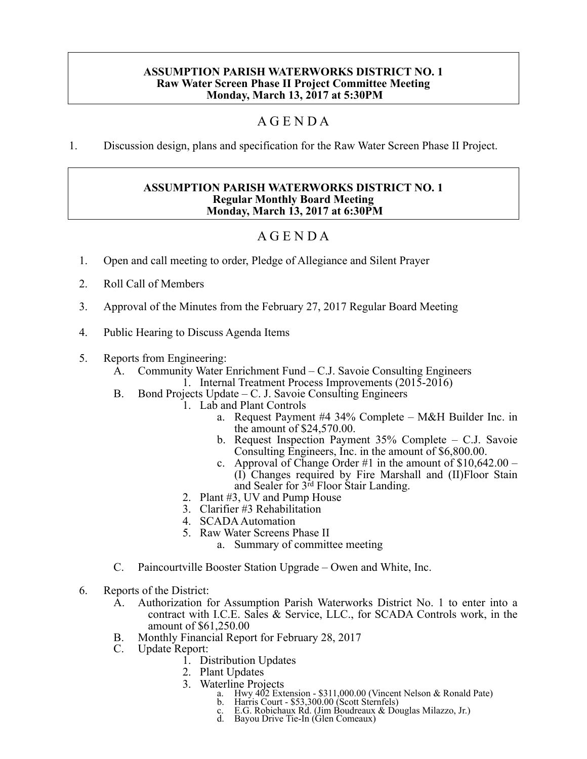**ASSUMPTION PARISH WATERWORKS DISTRICT NO. 1**
**Raw Water Screen Phase II Project Committee Meeting**
**Monday, March 13, 2017 at 5:30PM**

# A G E N D A

1. Discussion design, plans and specification for the Raw Water Screen Phase II Project.

**ASSUMPTION PARISH WATERWORKS DISTRICT NO. 1**
**Regular Monthly Board Meeting**
**Monday, March 13, 2017 at 6:30PM**

# A G E N D A

1. Open and call meeting to order, Pledge of Allegiance and Silent Prayer

2. Roll Call of Members

3. Approval of the Minutes from the February 27, 2017 Regular Board Meeting

4. Public Hearing to Discuss Agenda Items

5. Reports from Engineering:
   - A. Community Water Enrichment Fund – C.J. Savoie Consulting Engineers
     1. Internal Treatment Process Improvements (2015-2016)
   - B. Bond Projects Update – C. J. Savoie Consulting Engineers
     1. Lab and Plant Controls
        - a. Request Payment #4 34% Complete – M&H Builder Inc. in the amount of $24,570.00.
        - b. Request Inspection Payment 35% Complete – C.J. Savoie Consulting Engineers, Inc. in the amount of $6,800.00.
        - c. Approval of Change Order #1 in the amount of $10,642.00 – (I) Changes required by Fire Marshall and (II)Floor Stain and Sealer for 3rd Floor Stair Landing.
     2. Plant #3, UV and Pump House
     3. Clarifier #3 Rehabilitation
     4. SCADA Automation
     5. Raw Water Screens Phase II
        - a. Summary of committee meeting
   - C. Paincourtville Booster Station Upgrade – Owen and White, Inc.

6. Reports of the District:
   - A. Authorization for Assumption Parish Waterworks District No. 1 to enter into a contract with I.C.E. Sales & Service, LLC., for SCADA Controls work, in the amount of $61,250.00
   - B. Monthly Financial Report for February 28, 2017
   - C. Update Report:
     1. Distribution Updates
     2. Plant Updates
     3. Waterline Projects
        - a. Hwy 402 Extension - $311,000.00 (Vincent Nelson & Ronald Pate)
        - b. Harris Court - $53,300.00 (Scott Sternfels)
        - c. E.G. Robichaux Rd. (Jim Boudreaux & Douglas Milazzo, Jr.)
        - d. Bayou Drive Tie-In (Glen Comeaux)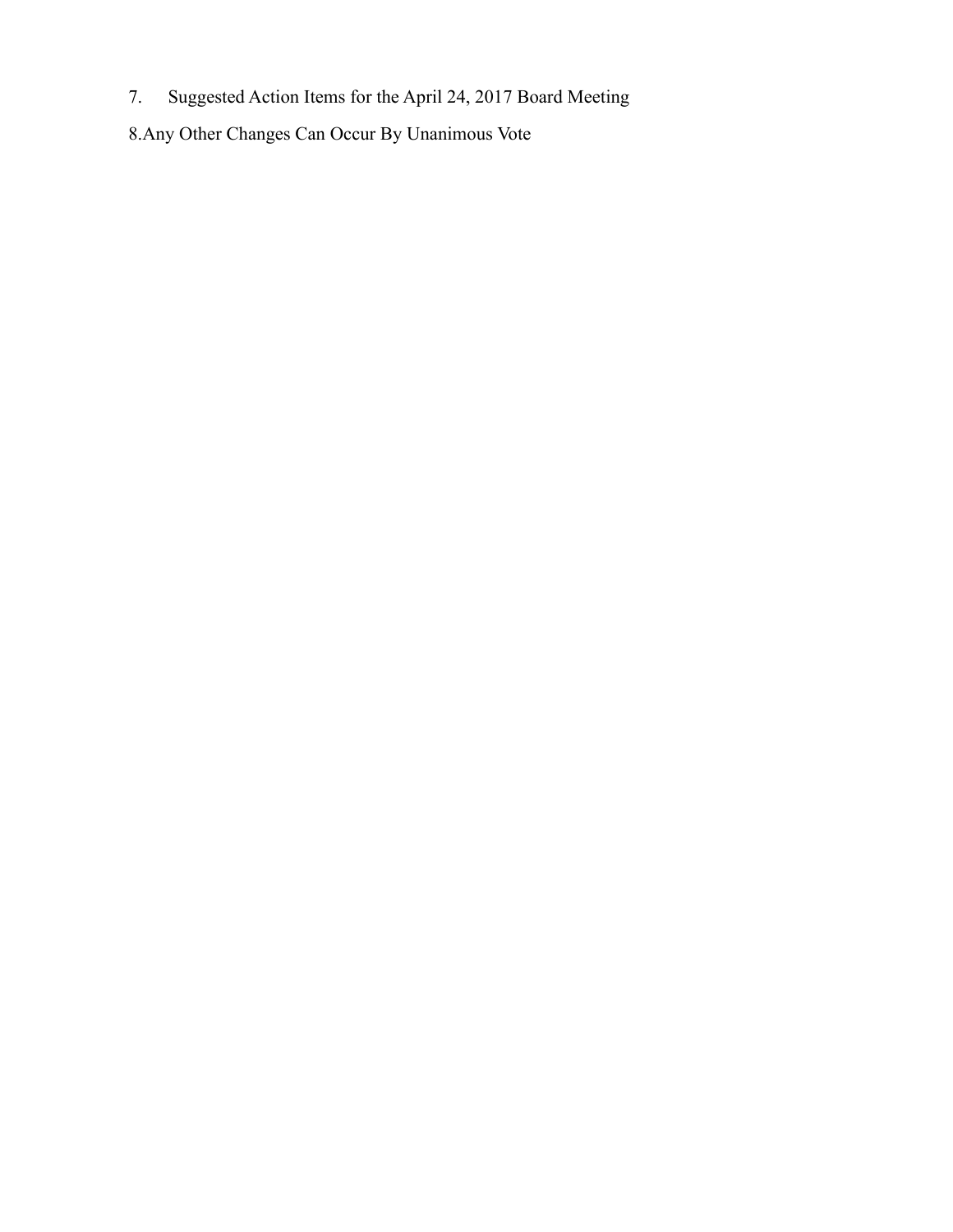7. Suggested Action Items for the April 24, 2017 Board Meeting

8.Any Other Changes Can Occur By Unanimous Vote